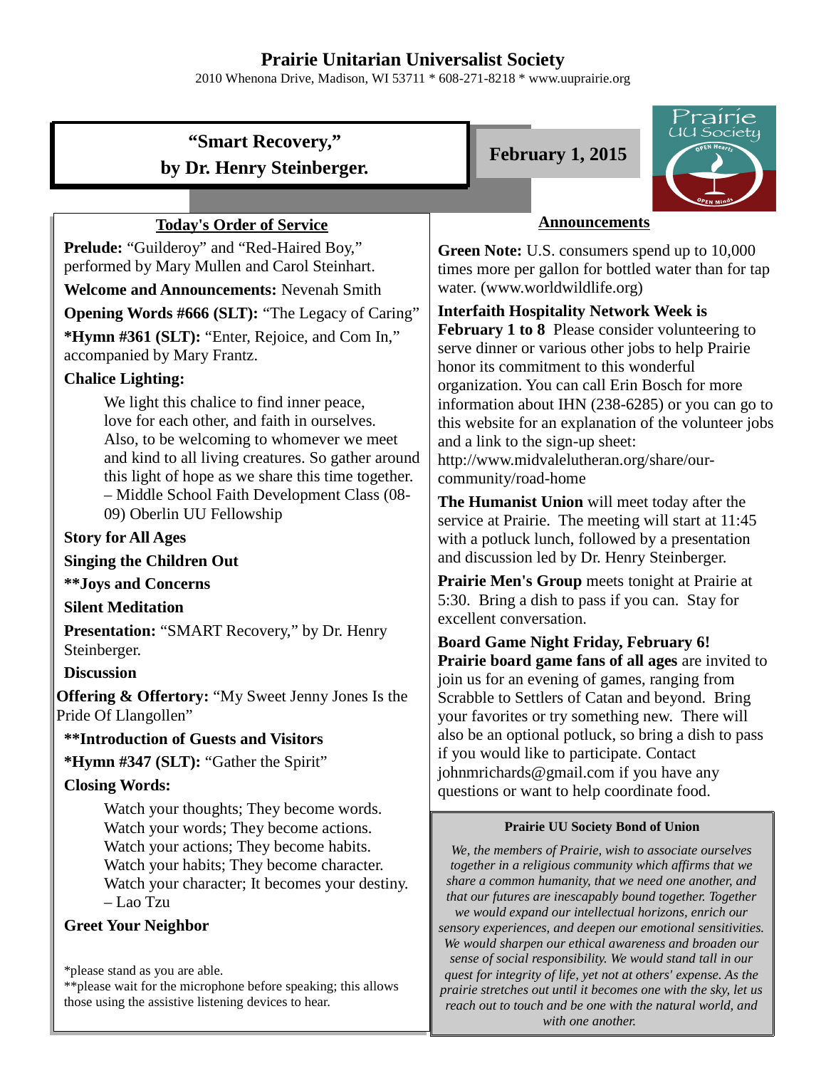# Prairie Unitarian Universalist Society

2010 Whenona Drive, Madison, WI 53711 * 608-271-8218 * www.uuprairie.org

## "Smart Recovery," by Dr. Henry Steinberger.

**February 1, 2015**

### Today's Order of Service

**Prelude:** "Guilderoy" and "Red-Haired Boy," performed by Mary Mullen and Carol Steinhart.

**Welcome and Announcements:** Nevenah Smith

**Opening Words #666 (SLT):** "The Legacy of Caring"

***Hymn #361 (SLT):** "Enter, Rejoice, and Com In," accompanied by Mary Frantz.

**Chalice Lighting:**

> We light this chalice to find inner peace,
> love for each other, and faith in ourselves.
> Also, to be welcoming to whomever we meet
> and kind to all living creatures. So gather around
> this light of hope as we share this time together.
> – Middle School Faith Development Class (08-09) Oberlin UU Fellowship

**Story for All Ages**

**Singing the Children Out**

****Joys and Concerns**

**Silent Meditation**

**Presentation:** "SMART Recovery," by Dr. Henry Steinberger.

**Discussion**

**Offering & Offertory:** "My Sweet Jenny Jones Is the Pride Of Llangollen"

****Introduction of Guests and Visitors**

***Hymn #347 (SLT):** "Gather the Spirit"

**Closing Words:**

> Watch your thoughts; They become words.
> Watch your words; They become actions.
> Watch your actions; They become habits.
> Watch your habits; They become character.
> Watch your character; It becomes your destiny.
> – Lao Tzu

**Greet Your Neighbor**

*please stand as you are able.
**please wait for the microphone before speaking; this allows those using the assistive listening devices to hear.

### Announcements

**Green Note:** U.S. consumers spend up to 10,000 times more per gallon for bottled water than for tap water. (www.worldwildlife.org)

**Interfaith Hospitality Network Week is February 1 to 8** Please consider volunteering to serve dinner or various other jobs to help Prairie honor its commitment to this wonderful organization. You can call Erin Bosch for more information about IHN (238-6285) or you can go to this website for an explanation of the volunteer jobs and a link to the sign-up sheet: http://www.midvalelutheran.org/share/our-community/road-home

**The Humanist Union** will meet today after the service at Prairie. The meeting will start at 11:45 with a potluck lunch, followed by a presentation and discussion led by Dr. Henry Steinberger.

**Prairie Men's Group** meets tonight at Prairie at 5:30. Bring a dish to pass if you can. Stay for excellent conversation.

**Board Game Night Friday, February 6! Prairie board game fans of all ages** are invited to join us for an evening of games, ranging from Scrabble to Settlers of Catan and beyond. Bring your favorites or try something new. There will also be an optional potluck, so bring a dish to pass if you would like to participate. Contact johnmrichards@gmail.com if you have any questions or want to help coordinate food.

**Prairie UU Society Bond of Union**

*We, the members of Prairie, wish to associate ourselves together in a religious community which affirms that we share a common humanity, that we need one another, and that our futures are inescapably bound together. Together we would expand our intellectual horizons, enrich our sensory experiences, and deepen our emotional sensitivities. We would sharpen our ethical awareness and broaden our sense of social responsibility. We would stand tall in our quest for integrity of life, yet not at others' expense. As the prairie stretches out until it becomes one with the sky, let us reach out to touch and be one with the natural world, and with one another.*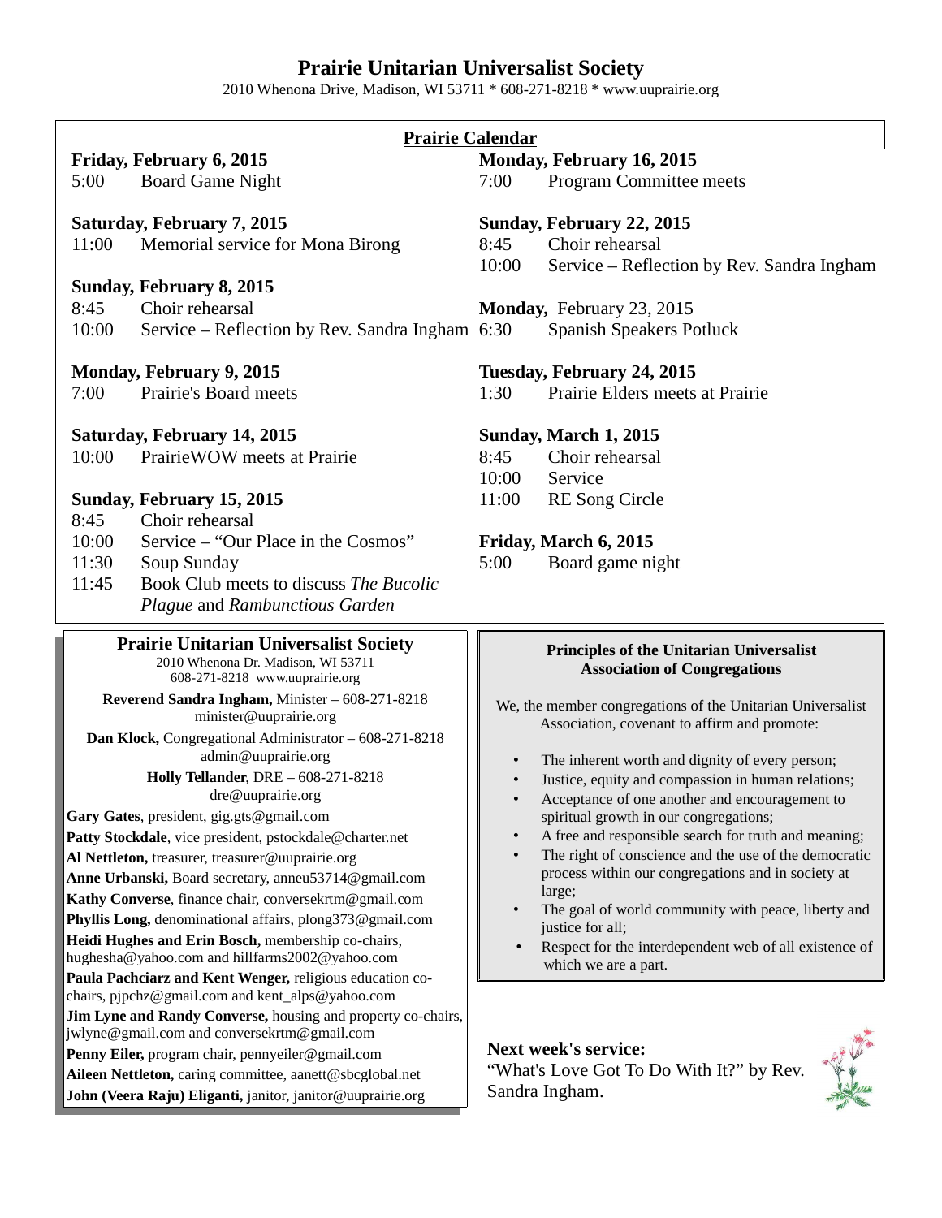# Prairie Unitarian Universalist Society

2010 Whenona Drive, Madison, WI 53711 * 608-271-8218 * www.uuprairie.org

## Prairie Calendar

**Friday, February 6, 2015**
5:00 Board Game Night

**Saturday, February 7, 2015**
11:00 Memorial service for Mona Birong

**Sunday, February 8, 2015**
8:45 Choir rehearsal
10:00 Service – Reflection by Rev. Sandra Ingham

**Monday, February 9, 2015**
7:00 Prairie's Board meets

**Saturday, February 14, 2015**
10:00 PrairieWOW meets at Prairie

**Sunday, February 15, 2015**
8:45 Choir rehearsal
10:00 Service – "Our Place in the Cosmos"
11:30 Soup Sunday
11:45 Book Club meets to discuss *The Bucolic Plague* and *Rambunctious Garden*

**Monday, February 16, 2015**
7:00 Program Committee meets

**Sunday, February 22, 2015**
8:45 Choir rehearsal
10:00 Service – Reflection by Rev. Sandra Ingham

**Monday,** February 23, 2015
6:30 Spanish Speakers Potluck

**Tuesday, February 24, 2015**
1:30 Prairie Elders meets at Prairie

**Sunday, March 1, 2015**
8:45 Choir rehearsal
10:00 Service
11:00 RE Song Circle

**Friday, March 6, 2015**
5:00 Board game night

### Prairie Unitarian Universalist Society

2010 Whenona Dr. Madison, WI 53711
608-271-8218 www.uuprairie.org

**Reverend Sandra Ingham,** Minister – 608-271-8218
minister@uuprairie.org

**Dan Klock,** Congregational Administrator – 608-271-8218
admin@uuprairie.org

**Holly Tellander**, DRE – 608-271-8218
dre@uuprairie.org

**Gary Gates**, president, gig.gts@gmail.com
**Patty Stockdale**, vice president, pstockdale@charter.net
**Al Nettleton,** treasurer, treasurer@uuprairie.org
**Anne Urbanski,** Board secretary, anneu53714@gmail.com
**Kathy Converse**, finance chair, conversekrtm@gmail.com
**Phyllis Long,** denominational affairs, plong373@gmail.com
**Heidi Hughes and Erin Bosch,** membership co-chairs, hughesha@yahoo.com and hillfarms2002@yahoo.com
**Paula Pachciarz and Kent Wenger,** religious education co-chairs, pjpchz@gmail.com and kent_alps@yahoo.com
**Jim Lyne and Randy Converse,** housing and property co-chairs, jwlyne@gmail.com and conversekrtm@gmail.com
**Penny Eiler,** program chair, pennyeiler@gmail.com
**Aileen Nettleton,** caring committee, aanett@sbcglobal.net
**John (Veera Raju) Eliganti,** janitor, janitor@uuprairie.org

### Principles of the Unitarian Universalist Association of Congregations

We, the member congregations of the Unitarian Universalist Association, covenant to affirm and promote:

- The inherent worth and dignity of every person;
- Justice, equity and compassion in human relations;
- Acceptance of one another and encouragement to spiritual growth in our congregations;
- A free and responsible search for truth and meaning;
- The right of conscience and the use of the democratic process within our congregations and in society at large;
- The goal of world community with peace, liberty and justice for all;
- Respect for the interdependent web of all existence of which we are a part.

**Next week's service:**
"What's Love Got To Do With It?" by Rev. Sandra Ingham.